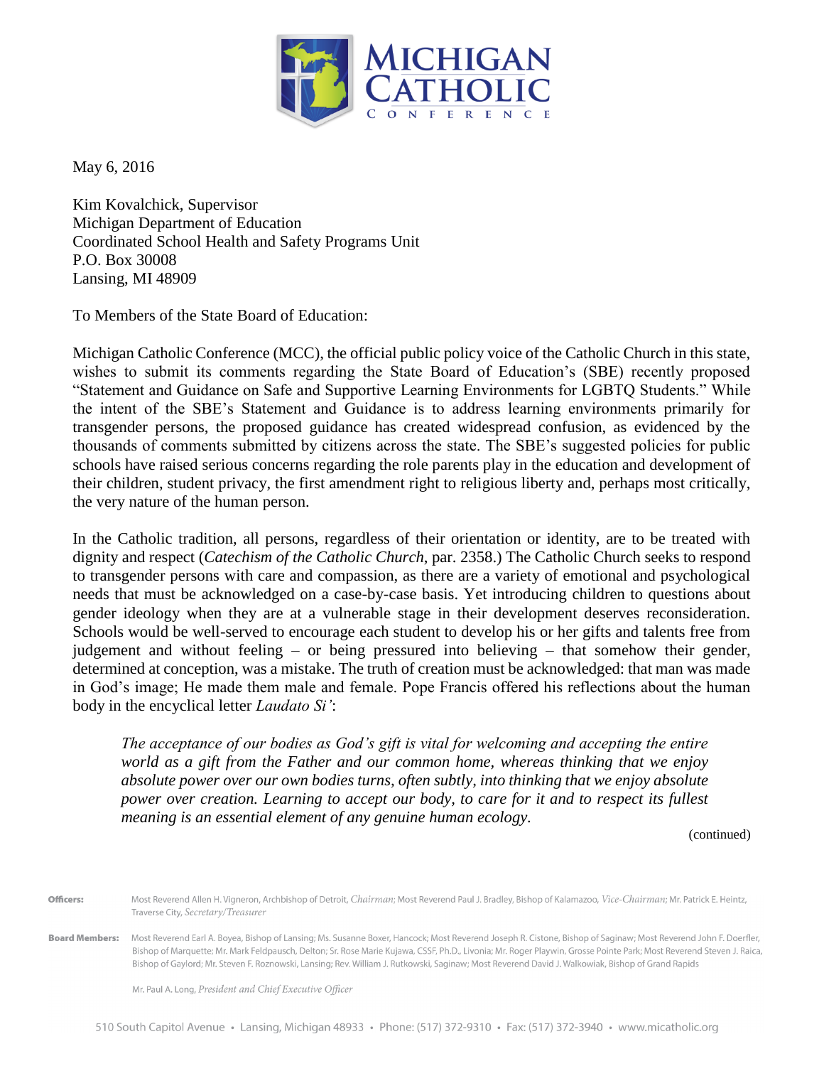# Michigan Catholic Conference

May 6, 2016

Kim Kovalchick, Supervisor
Michigan Department of Education
Coordinated School Health and Safety Programs Unit
P.O. Box 30008
Lansing, MI 48909

To Members of the State Board of Education:

Michigan Catholic Conference (MCC), the official public policy voice of the Catholic Church in this state, wishes to submit its comments regarding the State Board of Education's (SBE) recently proposed "Statement and Guidance on Safe and Supportive Learning Environments for LGBTQ Students." While the intent of the SBE's Statement and Guidance is to address learning environments primarily for transgender persons, the proposed guidance has created widespread confusion, as evidenced by the thousands of comments submitted by citizens across the state. The SBE's suggested policies for public schools have raised serious concerns regarding the role parents play in the education and development of their children, student privacy, the first amendment right to religious liberty and, perhaps most critically, the very nature of the human person.

In the Catholic tradition, all persons, regardless of their orientation or identity, are to be treated with dignity and respect (*Catechism of the Catholic Church*, par. 2358.) The Catholic Church seeks to respond to transgender persons with care and compassion, as there are a variety of emotional and psychological needs that must be acknowledged on a case-by-case basis. Yet introducing children to questions about gender ideology when they are at a vulnerable stage in their development deserves reconsideration. Schools would be well-served to encourage each student to develop his or her gifts and talents free from judgement and without feeling – or being pressured into believing – that somehow their gender, determined at conception, was a mistake. The truth of creation must be acknowledged: that man was made in God's image; He made them male and female. Pope Francis offered his reflections about the human body in the encyclical letter *Laudato Si'*:

> *The acceptance of our bodies as God's gift is vital for welcoming and accepting the entire world as a gift from the Father and our common home, whereas thinking that we enjoy absolute power over our own bodies turns, often subtly, into thinking that we enjoy absolute power over creation. Learning to accept our body, to care for it and to respect its fullest meaning is an essential element of any genuine human ecology.*

(continued)

**Officers:** Most Reverend Allen H. Vigneron, Archbishop of Detroit, *Chairman*; Most Reverend Paul J. Bradley, Bishop of Kalamazoo, *Vice-Chairman*; Mr. Patrick E. Heintz, Traverse City, *Secretary/Treasurer*

**Board Members:** Most Reverend Earl A. Boyea, Bishop of Lansing; Ms. Susanne Boxer, Hancock; Most Reverend Joseph R. Cistone, Bishop of Saginaw; Most Reverend John F. Doerfler, Bishop of Marquette; Mr. Mark Feldpausch, Delton; Sr. Rose Marie Kujawa, CSSF, Ph.D., Livonia; Mr. Roger Playwin, Grosse Pointe Park; Most Reverend Steven J. Raica, Bishop of Gaylord; Mr. Steven F. Roznowski, Lansing; Rev. William J. Rutkowski, Saginaw; Most Reverend David J. Walkowiak, Bishop of Grand Rapids

Mr. Paul A. Long, *President and Chief Executive Officer*

510 South Capitol Avenue • Lansing, Michigan 48933 • Phone: (517) 372-9310 • Fax: (517) 372-3940 • www.micatholic.org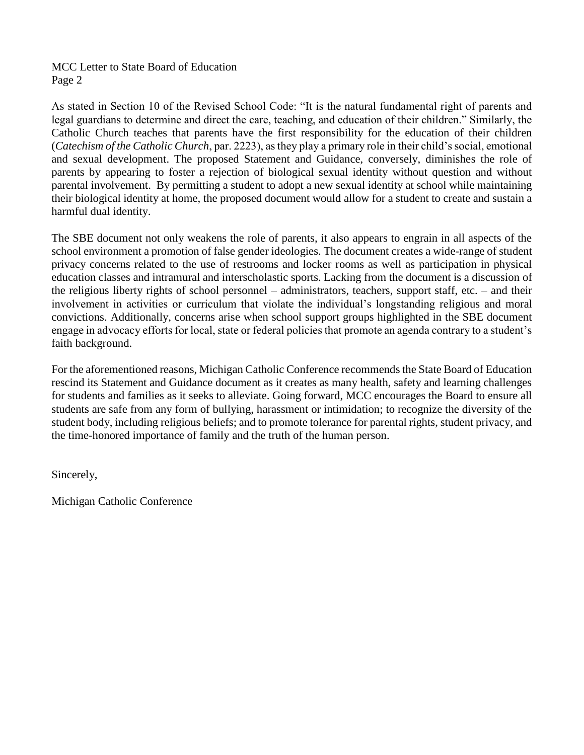As stated in Section 10 of the Revised School Code: "It is the natural fundamental right of parents and legal guardians to determine and direct the care, teaching, and education of their children." Similarly, the Catholic Church teaches that parents have the first responsibility for the education of their children (*Catechism of the Catholic Church*, par. 2223), as they play a primary role in their child's social, emotional and sexual development. The proposed Statement and Guidance, conversely, diminishes the role of parents by appearing to foster a rejection of biological sexual identity without question and without parental involvement. By permitting a student to adopt a new sexual identity at school while maintaining their biological identity at home, the proposed document would allow for a student to create and sustain a harmful dual identity.

The SBE document not only weakens the role of parents, it also appears to engrain in all aspects of the school environment a promotion of false gender ideologies. The document creates a wide-range of student privacy concerns related to the use of restrooms and locker rooms as well as participation in physical education classes and intramural and interscholastic sports. Lacking from the document is a discussion of the religious liberty rights of school personnel – administrators, teachers, support staff, etc. – and their involvement in activities or curriculum that violate the individual's longstanding religious and moral convictions. Additionally, concerns arise when school support groups highlighted in the SBE document engage in advocacy efforts for local, state or federal policies that promote an agenda contrary to a student's faith background.

For the aforementioned reasons, Michigan Catholic Conference recommends the State Board of Education rescind its Statement and Guidance document as it creates as many health, safety and learning challenges for students and families as it seeks to alleviate. Going forward, MCC encourages the Board to ensure all students are safe from any form of bullying, harassment or intimidation; to recognize the diversity of the student body, including religious beliefs; and to promote tolerance for parental rights, student privacy, and the time-honored importance of family and the truth of the human person.

Sincerely,

Michigan Catholic Conference